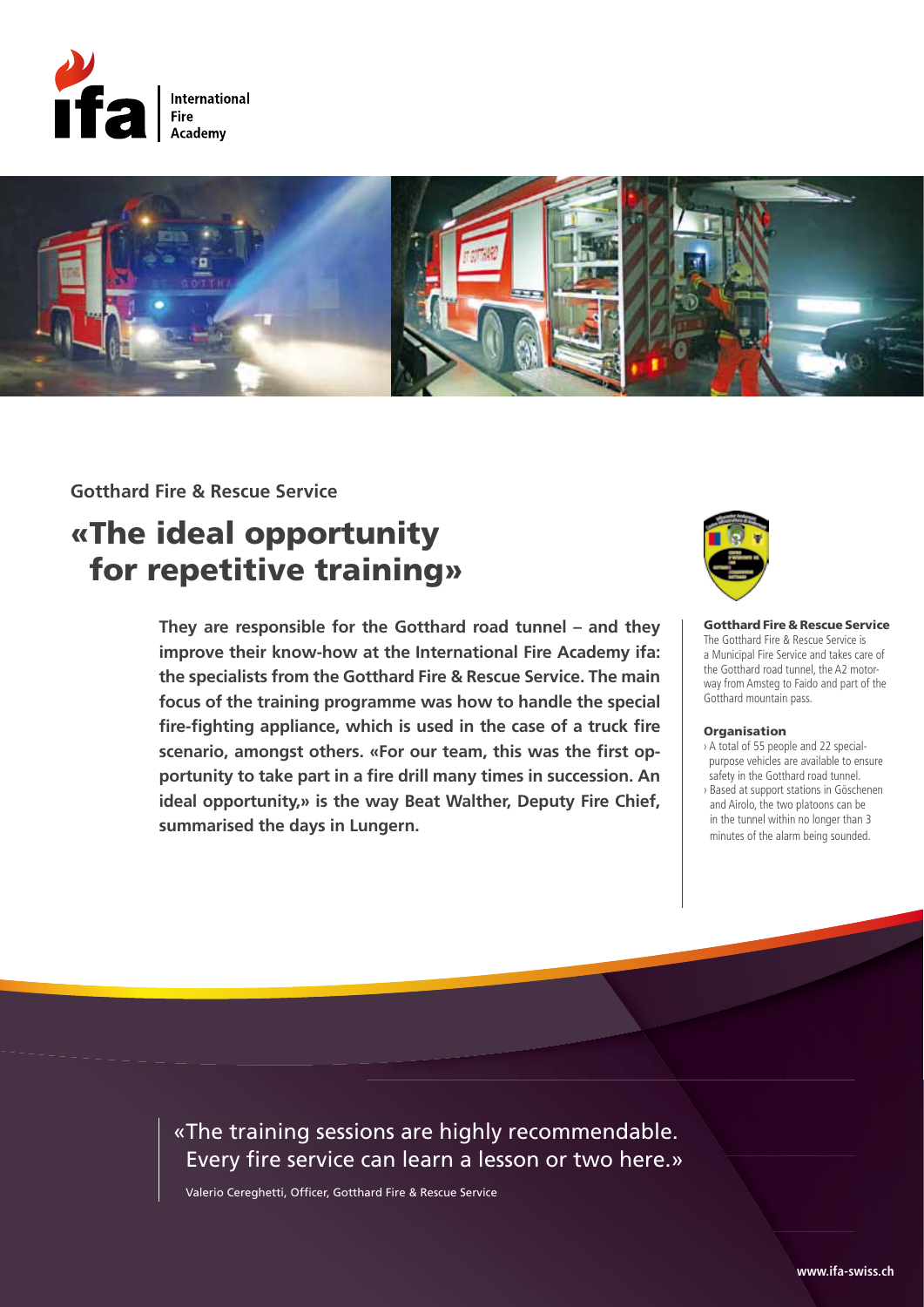Gotthard Fire & Rescue Service

# «The ideal opportunity for repetitive training»

**They are responsible for the Gotthard road tunnel – and they improve their know-how at the International Fire Academy ifa: the specialists from the Gotthard Fire & Rescue Service. The main focus of the training programme was how to handle the special fire-fighting appliance, which is used in the case of a truck fire scenario, amongst others. «For our team, this was the first opportunity to take part in a fire drill many times in succession. An ideal opportunity,» is the way Beat Walther, Deputy Fire Chief, summarised the days in Lungern.**

**Gotthard Fire & Rescue Service**

The Gotthard Fire & Rescue Service is a Municipal Fire Service and takes care of the Gotthard road tunnel, the A2 motorway from Amsteg to Faido and part of the Gotthard mountain pass.

**Organisation**

- A total of 55 people and 22 special-purpose vehicles are available to ensure safety in the Gotthard road tunnel.
- Based at support stations in Göschenen and Airolo, the two platoons can be in the tunnel within no longer than 3 minutes of the alarm being sounded.

«The training sessions are highly recommendable. Every fire service can learn a lesson or two here.»

Valerio Cereghetti, Officer, Gotthard Fire & Rescue Service

www.ifa-swiss.ch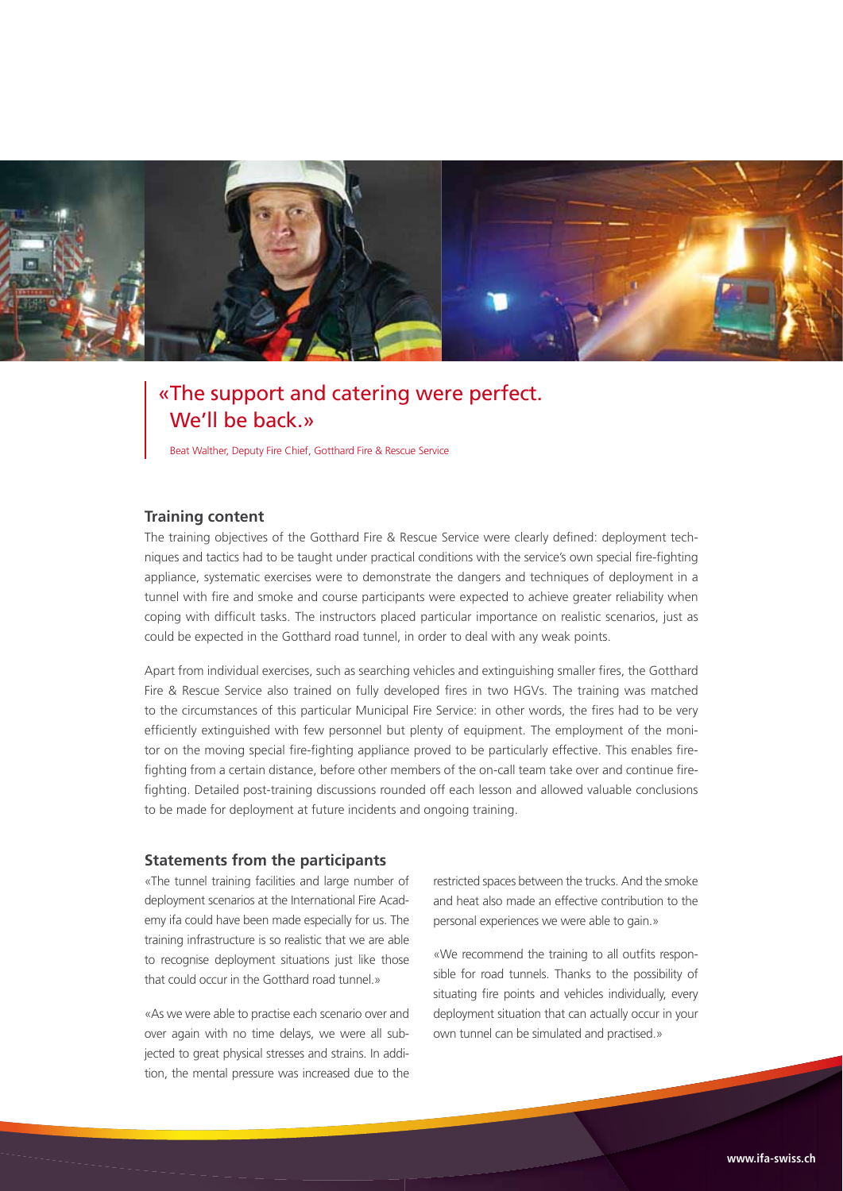«The support and catering were perfect. We'll be back.»

Beat Walther, Deputy Fire Chief, Gotthard Fire & Rescue Service

### Training content

The training objectives of the Gotthard Fire & Rescue Service were clearly defined: deployment techniques and tactics had to be taught under practical conditions with the service's own special fire-fighting appliance, systematic exercises were to demonstrate the dangers and techniques of deployment in a tunnel with fire and smoke and course participants were expected to achieve greater reliability when coping with difficult tasks. The instructors placed particular importance on realistic scenarios, just as could be expected in the Gotthard road tunnel, in order to deal with any weak points.

Apart from individual exercises, such as searching vehicles and extinguishing smaller fires, the Gotthard Fire & Rescue Service also trained on fully developed fires in two HGVs. The training was matched to the circumstances of this particular Municipal Fire Service: in other words, the fires had to be very efficiently extinguished with few personnel but plenty of equipment. The employment of the monitor on the moving special fire-fighting appliance proved to be particularly effective. This enables fire-fighting from a certain distance, before other members of the on-call team take over and continue fire-fighting. Detailed post-training discussions rounded off each lesson and allowed valuable conclusions to be made for deployment at future incidents and ongoing training.

### Statements from the participants

«The tunnel training facilities and large number of deployment scenarios at the International Fire Academy ifa could have been made especially for us. The training infrastructure is so realistic that we are able to recognise deployment situations just like those that could occur in the Gotthard road tunnel.»

«As we were able to practise each scenario over and over again with no time delays, we were all subjected to great physical stresses and strains. In addition, the mental pressure was increased due to the restricted spaces between the trucks. And the smoke and heat also made an effective contribution to the personal experiences we were able to gain.»

«We recommend the training to all outfits responsible for road tunnels. Thanks to the possibility of situating fire points and vehicles individually, every deployment situation that can actually occur in your own tunnel can be simulated and practised.»

**www.ifa-swiss.ch**